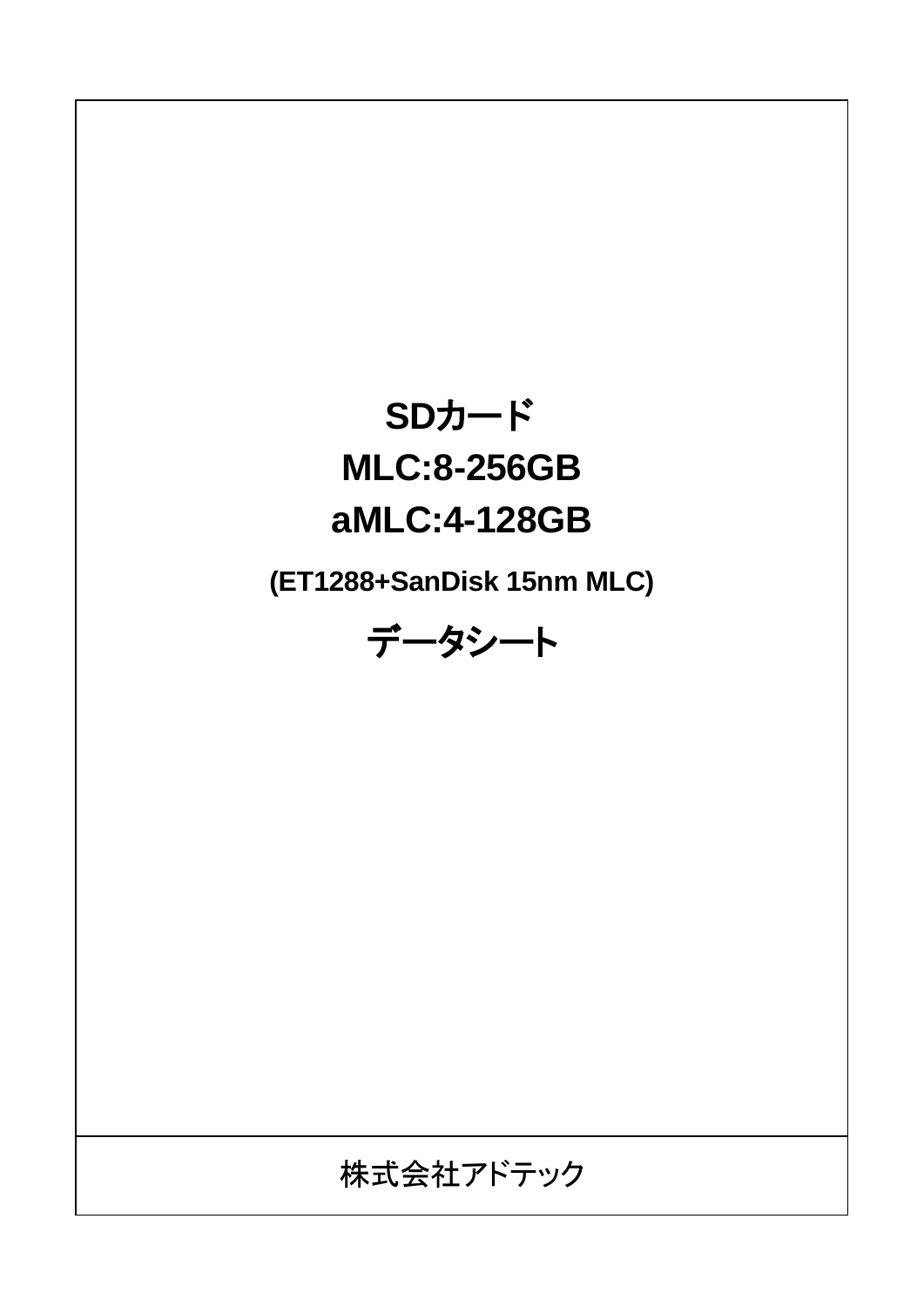# SDカード

# MLC:8-256GB

# aMLC:4-128GB

**(ET1288+SanDisk 15nm MLC)**

# データシート

株式会社アドテック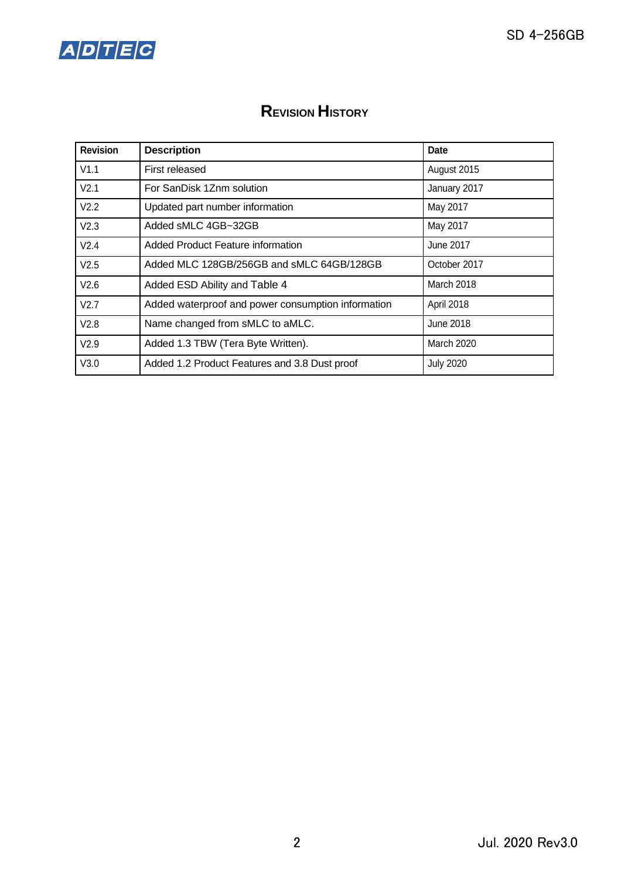# Revision History

| Revision | Description | Date |
|---|---|---|
| V1.1 | First released | August 2015 |
| V2.1 | For SanDisk 1Znm solution | January 2017 |
| V2.2 | Updated part number information | May 2017 |
| V2.3 | Added sMLC 4GB~32GB | May 2017 |
| V2.4 | Added Product Feature information | June 2017 |
| V2.5 | Added MLC 128GB/256GB and sMLC 64GB/128GB | October 2017 |
| V2.6 | Added ESD Ability and Table 4 | March 2018 |
| V2.7 | Added waterproof and power consumption information | April 2018 |
| V2.8 | Name changed from sMLC to aMLC. | June 2018 |
| V2.9 | Added 1.3 TBW (Tera Byte Written). | March 2020 |
| V3.0 | Added 1.2 Product Features and 3.8 Dust proof | July 2020 |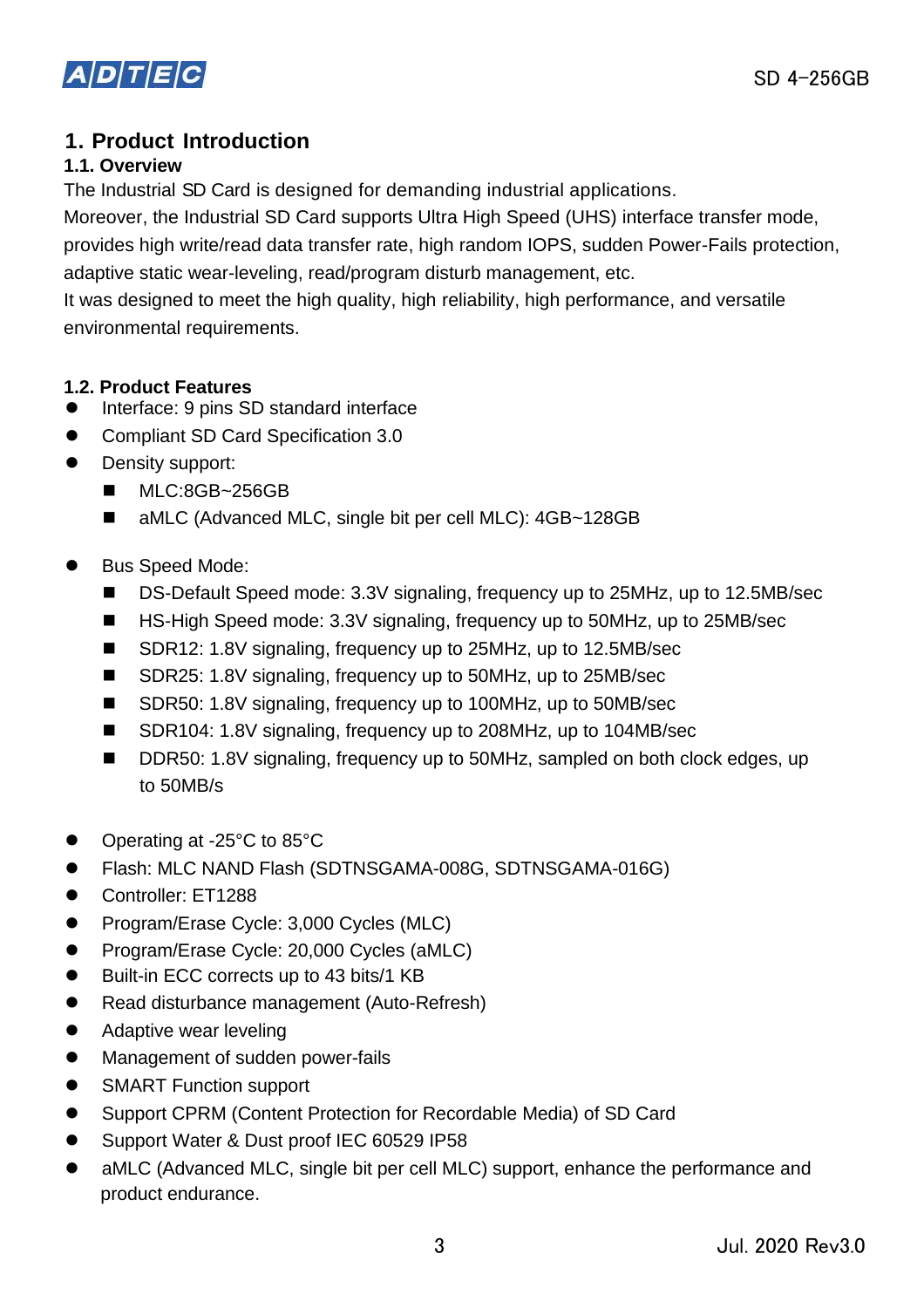# 1. Product Introduction

## 1.1. Overview

The Industrial SD Card is designed for demanding industrial applications.

Moreover, the Industrial SD Card supports Ultra High Speed (UHS) interface transfer mode, provides high write/read data transfer rate, high random IOPS, sudden Power-Fails protection, adaptive static wear-leveling, read/program disturb management, etc.

It was designed to meet the high quality, high reliability, high performance, and versatile environmental requirements.

## 1.2. Product Features

- Interface: 9 pins SD standard interface
- Compliant SD Card Specification 3.0
- Density support:
  - MLC:8GB~256GB
  - aMLC (Advanced MLC, single bit per cell MLC): 4GB~128GB

- Bus Speed Mode:
  - DS-Default Speed mode: 3.3V signaling, frequency up to 25MHz, up to 12.5MB/sec
  - HS-High Speed mode: 3.3V signaling, frequency up to 50MHz, up to 25MB/sec
  - SDR12: 1.8V signaling, frequency up to 25MHz, up to 12.5MB/sec
  - SDR25: 1.8V signaling, frequency up to 50MHz, up to 25MB/sec
  - SDR50: 1.8V signaling, frequency up to 100MHz, up to 50MB/sec
  - SDR104: 1.8V signaling, frequency up to 208MHz, up to 104MB/sec
  - DDR50: 1.8V signaling, frequency up to 50MHz, sampled on both clock edges, up to 50MB/s

- Operating at -25°C to 85°C
- Flash: MLC NAND Flash (SDTNSGAMA-008G, SDTNSGAMA-016G)
- Controller: ET1288
- Program/Erase Cycle: 3,000 Cycles (MLC)
- Program/Erase Cycle: 20,000 Cycles (aMLC)
- Built-in ECC corrects up to 43 bits/1 KB
- Read disturbance management (Auto-Refresh)
- Adaptive wear leveling
- Management of sudden power-fails
- SMART Function support
- Support CPRM (Content Protection for Recordable Media) of SD Card
- Support Water & Dust proof IEC 60529 IP58
- aMLC (Advanced MLC, single bit per cell MLC) support, enhance the performance and product endurance.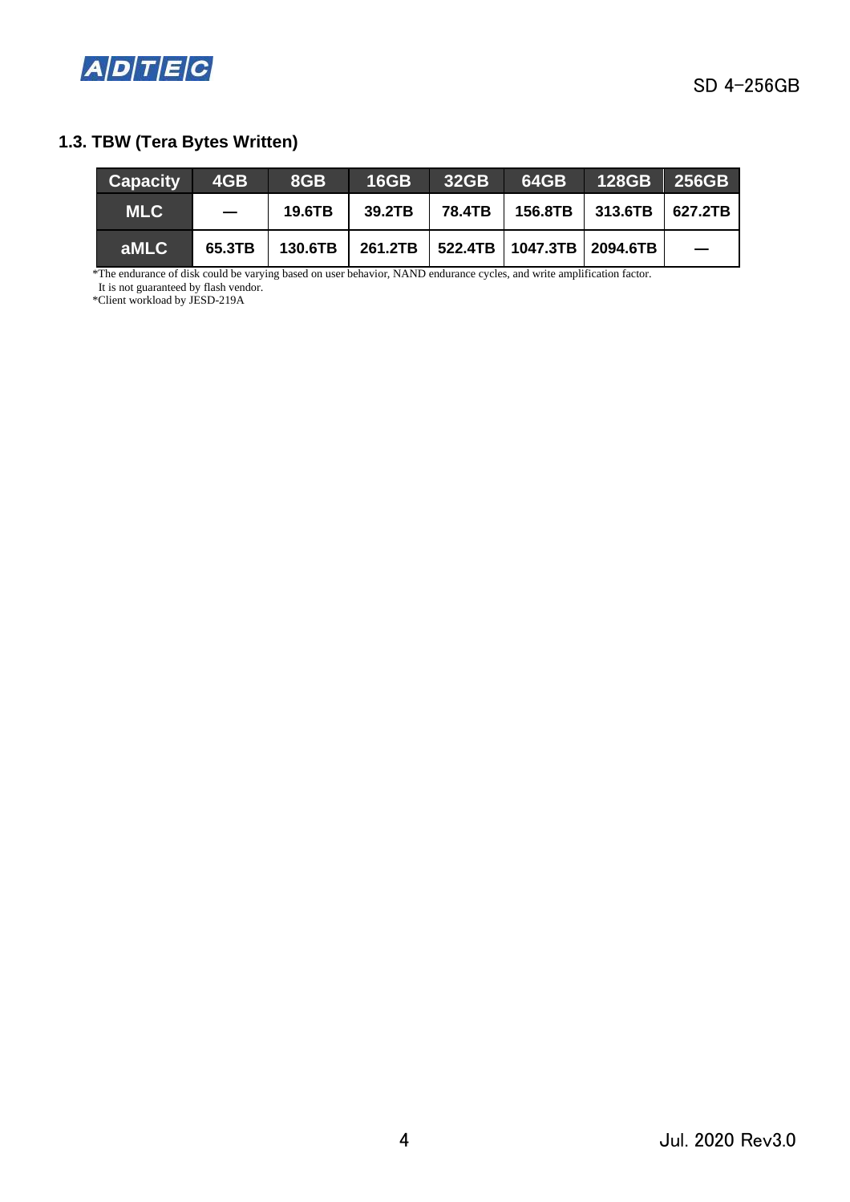## 1.3. TBW (Tera Bytes Written)

| Capacity | 4GB | 8GB | 16GB | 32GB | 64GB | 128GB | 256GB |
|---|---|---|---|---|---|---|---|
| MLC | — | 19.6TB | 39.2TB | 78.4TB | 156.8TB | 313.6TB | 627.2TB |
| aMLC | 65.3TB | 130.6TB | 261.2TB | 522.4TB | 1047.3TB | 2094.6TB | — |

*The endurance of disk could be varying based on user behavior, NAND endurance cycles, and write amplification factor.
It is not guaranteed by flash vendor.
*Client workload by JESD-219A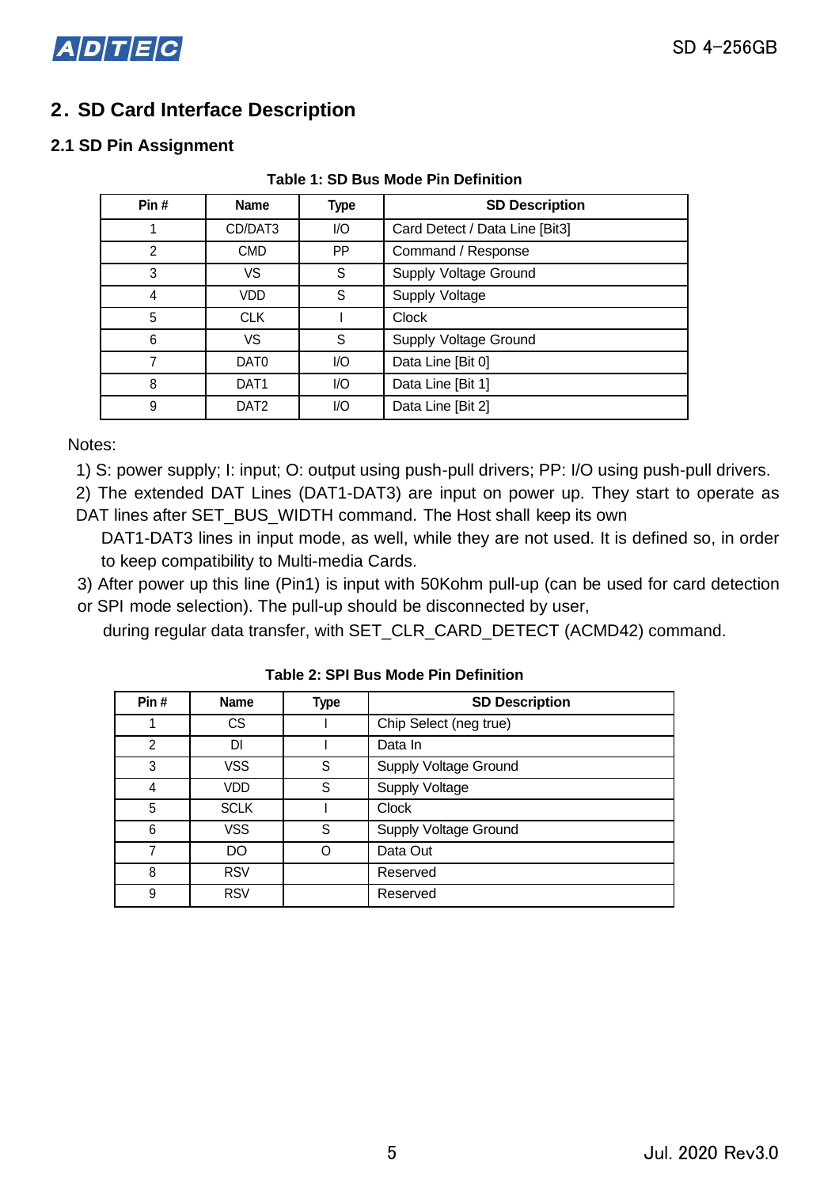## 2. SD Card Interface Description

### 2.1 SD Pin Assignment

**Table 1: SD Bus Mode Pin Definition**

| Pin # | Name | Type | SD Description |
|---|---|---|---|
| 1 | CD/DAT3 | I/O | Card Detect / Data Line [Bit3] |
| 2 | CMD | PP | Command / Response |
| 3 | VS | S | Supply Voltage Ground |
| 4 | VDD | S | Supply Voltage |
| 5 | CLK | I | Clock |
| 6 | VS | S | Supply Voltage Ground |
| 7 | DAT0 | I/O | Data Line [Bit 0] |
| 8 | DAT1 | I/O | Data Line [Bit 1] |
| 9 | DAT2 | I/O | Data Line [Bit 2] |

Notes:

1) S: power supply; I: input; O: output using push-pull drivers; PP: I/O using push-pull drivers.

2) The extended DAT Lines (DAT1-DAT3) are input on power up. They start to operate as DAT lines after SET_BUS_WIDTH command. The Host shall keep its own DAT1-DAT3 lines in input mode, as well, while they are not used. It is defined so, in order to keep compatibility to Multi-media Cards.

3) After power up this line (Pin1) is input with 50Kohm pull-up (can be used for card detection or SPI mode selection). The pull-up should be disconnected by user, during regular data transfer, with SET_CLR_CARD_DETECT (ACMD42) command.

**Table 2: SPI Bus Mode Pin Definition**

| Pin # | Name | Type | SD Description |
|---|---|---|---|
| 1 | CS | I | Chip Select (neg true) |
| 2 | DI | I | Data In |
| 3 | VSS | S | Supply Voltage Ground |
| 4 | VDD | S | Supply Voltage |
| 5 | SCLK | I | Clock |
| 6 | VSS | S | Supply Voltage Ground |
| 7 | DO | O | Data Out |
| 8 | RSV | | Reserved |
| 9 | RSV | | Reserved |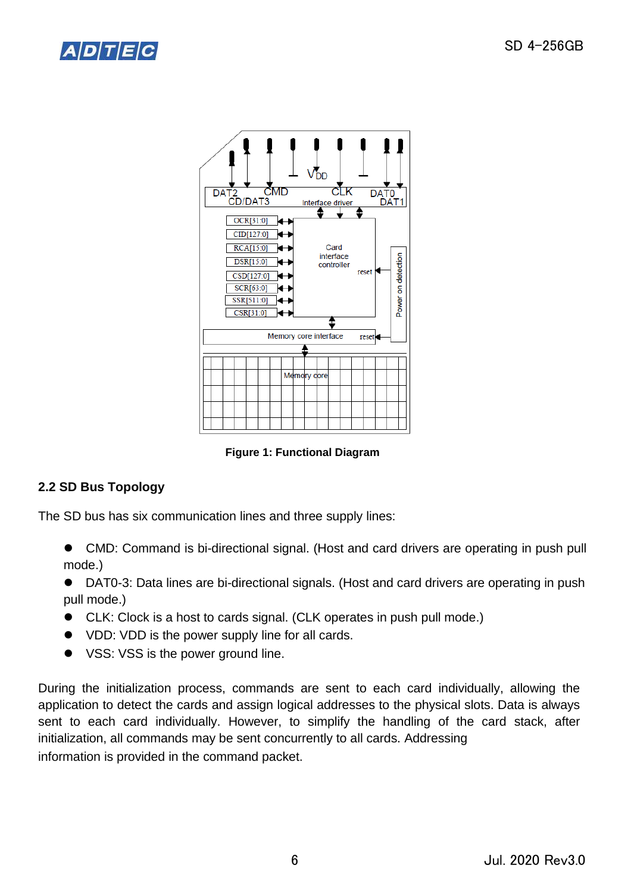Figure 1: Functional Diagram

### 2.2 SD Bus Topology

The SD bus has six communication lines and three supply lines:

- CMD: Command is bi-directional signal. (Host and card drivers are operating in push pull mode.)
- DAT0-3: Data lines are bi-directional signals. (Host and card drivers are operating in push pull mode.)
- CLK: Clock is a host to cards signal. (CLK operates in push pull mode.)
- VDD: VDD is the power supply line for all cards.
- VSS: VSS is the power ground line.

During the initialization process, commands are sent to each card individually, allowing the application to detect the cards and assign logical addresses to the physical slots. Data is always sent to each card individually. However, to simplify the handling of the card stack, after initialization, all commands may be sent concurrently to all cards. Addressing information is provided in the command packet.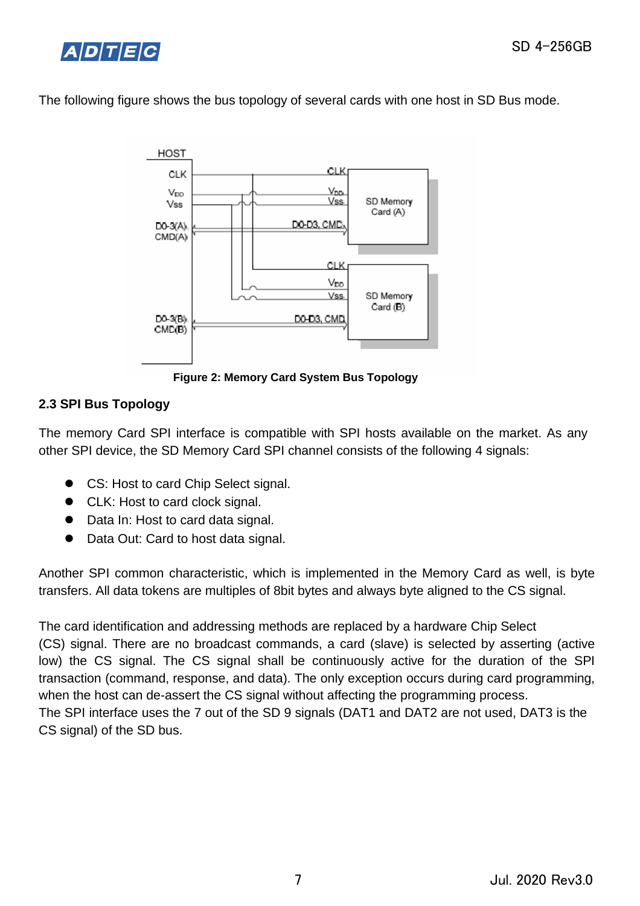The following figure shows the bus topology of several cards with one host in SD Bus mode.

Figure 2: Memory Card System Bus Topology

### 2.3 SPI Bus Topology

The memory Card SPI interface is compatible with SPI hosts available on the market. As any other SPI device, the SD Memory Card SPI channel consists of the following 4 signals:

- CS: Host to card Chip Select signal.
- CLK: Host to card clock signal.
- Data In: Host to card data signal.
- Data Out: Card to host data signal.

Another SPI common characteristic, which is implemented in the Memory Card as well, is byte transfers. All data tokens are multiples of 8bit bytes and always byte aligned to the CS signal.

The card identification and addressing methods are replaced by a hardware Chip Select (CS) signal. There are no broadcast commands, a card (slave) is selected by asserting (active low) the CS signal. The CS signal shall be continuously active for the duration of the SPI transaction (command, response, and data). The only exception occurs during card programming, when the host can de-assert the CS signal without affecting the programming process.
The SPI interface uses the 7 out of the SD 9 signals (DAT1 and DAT2 are not used, DAT3 is the CS signal) of the SD bus.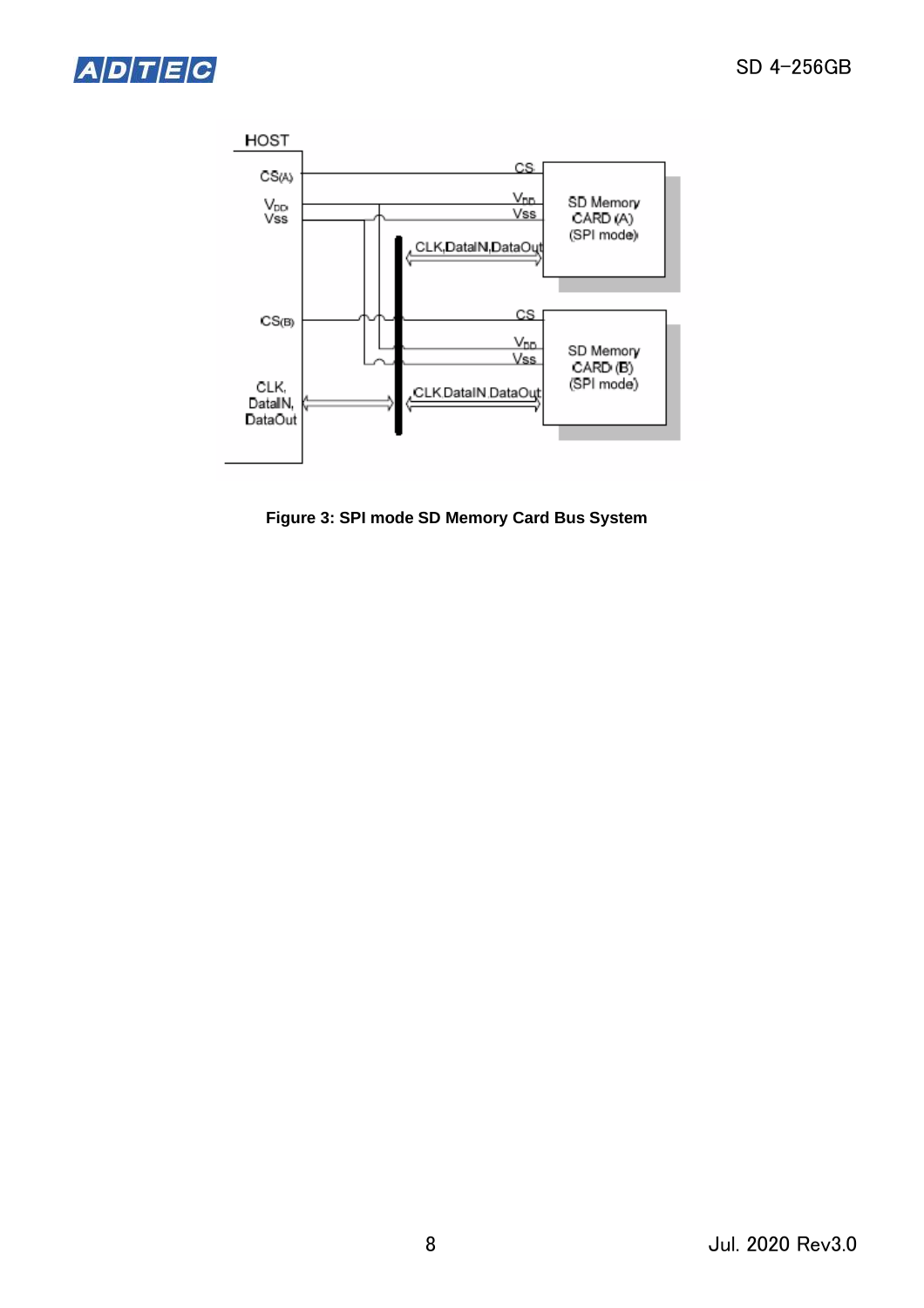HOST

CS(A)

$V_{DD}$
Vss

CS(B)

CLK,
DataIN,
DataOut

CS
$V_{DD}$
Vss

CLK,DataIN,DataOut

SD Memory
CARD (A)
(SPI mode)

CS
$V_{DD}$
Vss

CLK DataIN DataOut

SD Memory
CARD (B)
(SPI mode)

**Figure 3: SPI mode SD Memory Card Bus System**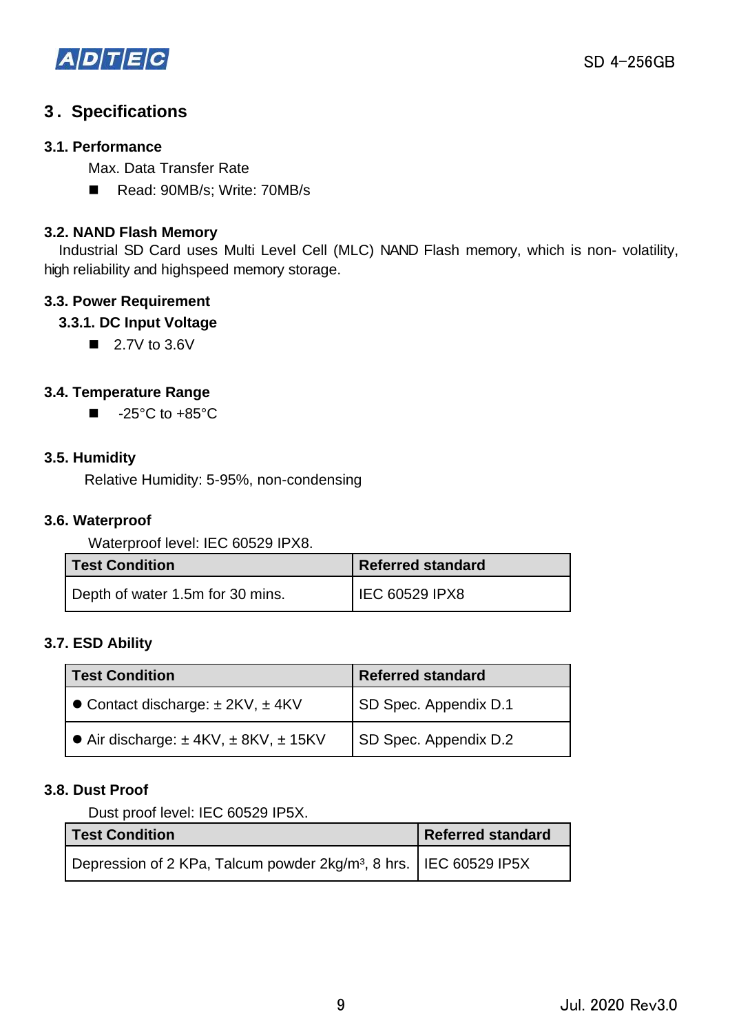# 3. Specifications

## 3.1. Performance

Max. Data Transfer Rate

- Read: 90MB/s; Write: 70MB/s

## 3.2. NAND Flash Memory

Industrial SD Card uses Multi Level Cell (MLC) NAND Flash memory, which is non- volatility, high reliability and highspeed memory storage.

## 3.3. Power Requirement

### 3.3.1. DC Input Voltage

- 2.7V to 3.6V

## 3.4. Temperature Range

- -25°C to +85°C

## 3.5. Humidity

Relative Humidity: 5-95%, non-condensing

## 3.6. Waterproof

Waterproof level: IEC 60529 IPX8.

| Test Condition | Referred standard |
|---|---|
| Depth of water 1.5m for 30 mins. | IEC 60529 IPX8 |

## 3.7. ESD Ability

| Test Condition | Referred standard |
|---|---|
| ● Contact discharge: ± 2KV, ± 4KV | SD Spec. Appendix D.1 |
| ● Air discharge: ± 4KV, ± 8KV, ± 15KV | SD Spec. Appendix D.2 |

## 3.8. Dust Proof

Dust proof level: IEC 60529 IP5X.

| Test Condition | Referred standard |
|---|---|
| Depression of 2 KPa, Talcum powder 2kg/m³, 8 hrs. | IEC 60529 IP5X |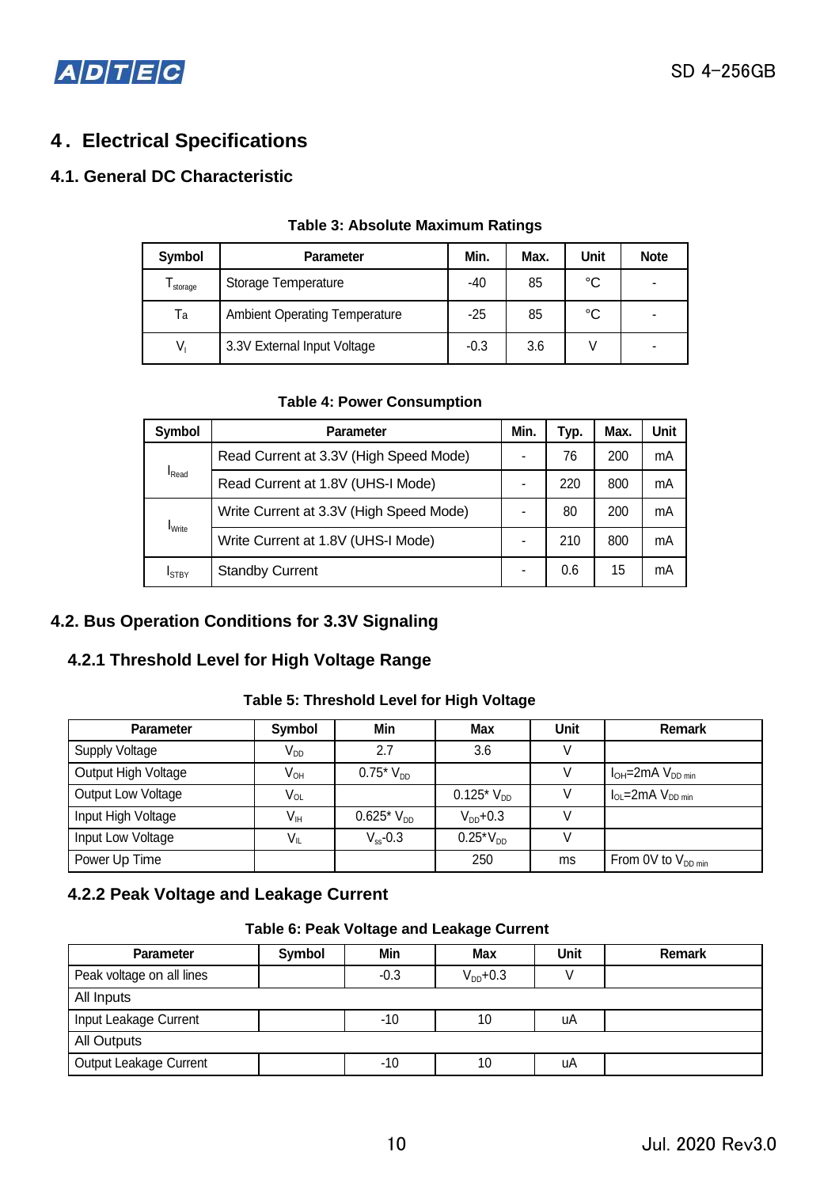# 4. Electrical Specifications

## 4.1. General DC Characteristic

**Table 3: Absolute Maximum Ratings**

| Symbol | Parameter | Min. | Max. | Unit | Note |
|---|---|---|---|---|---|
| $T_{storage}$ | Storage Temperature | -40 | 85 | °C | - |
| Ta | Ambient Operating Temperature | -25 | 85 | °C | - |
| $V_I$ | 3.3V External Input Voltage | -0.3 | 3.6 | V | - |

**Table 4: Power Consumption**

| Symbol | Parameter | Min. | Typ. | Max. | Unit |
|---|---|---|---|---|---|
| $I_{Read}$ | Read Current at 3.3V (High Speed Mode) | - | 76 | 200 | mA |
| | Read Current at 1.8V (UHS-I Mode) | - | 220 | 800 | mA |
| $I_{Write}$ | Write Current at 3.3V (High Speed Mode) | - | 80 | 200 | mA |
| | Write Current at 1.8V (UHS-I Mode) | - | 210 | 800 | mA |
| $I_{STBY}$ | Standby Current | - | 0.6 | 15 | mA |

## 4.2. Bus Operation Conditions for 3.3V Signaling

### 4.2.1 Threshold Level for High Voltage Range

**Table 5: Threshold Level for High Voltage**

| Parameter | Symbol | Min | Max | Unit | Remark |
|---|---|---|---|---|---|
| Supply Voltage | $V_{DD}$ | 2.7 | 3.6 | V | |
| Output High Voltage | $V_{OH}$ | $0.75^* V_{DD}$ | | V | $I_{OH}$=2mA $V_{DD\ min}$ |
| Output Low Voltage | $V_{OL}$ | | $0.125^* V_{DD}$ | V | $I_{OL}$=2mA $V_{DD\ min}$ |
| Input High Voltage | $V_{IH}$ | $0.625^* V_{DD}$ | $V_{DD}$+0.3 | V | |
| Input Low Voltage | $V_{IL}$ | $V_{ss}$-0.3 | $0.25^*V_{DD}$ | V | |
| Power Up Time | | | 250 | ms | From 0V to $V_{DD\ min}$ |

### 4.2.2 Peak Voltage and Leakage Current

**Table 6: Peak Voltage and Leakage Current**

| Parameter | Symbol | Min | Max | Unit | Remark |
|---|---|---|---|---|---|
| Peak voltage on all lines | | -0.3 | $V_{DD}$+0.3 | V | |
| All Inputs | | | | | |
| Input Leakage Current | | -10 | 10 | uA | |
| All Outputs | | | | | |
| Output Leakage Current | | -10 | 10 | uA | |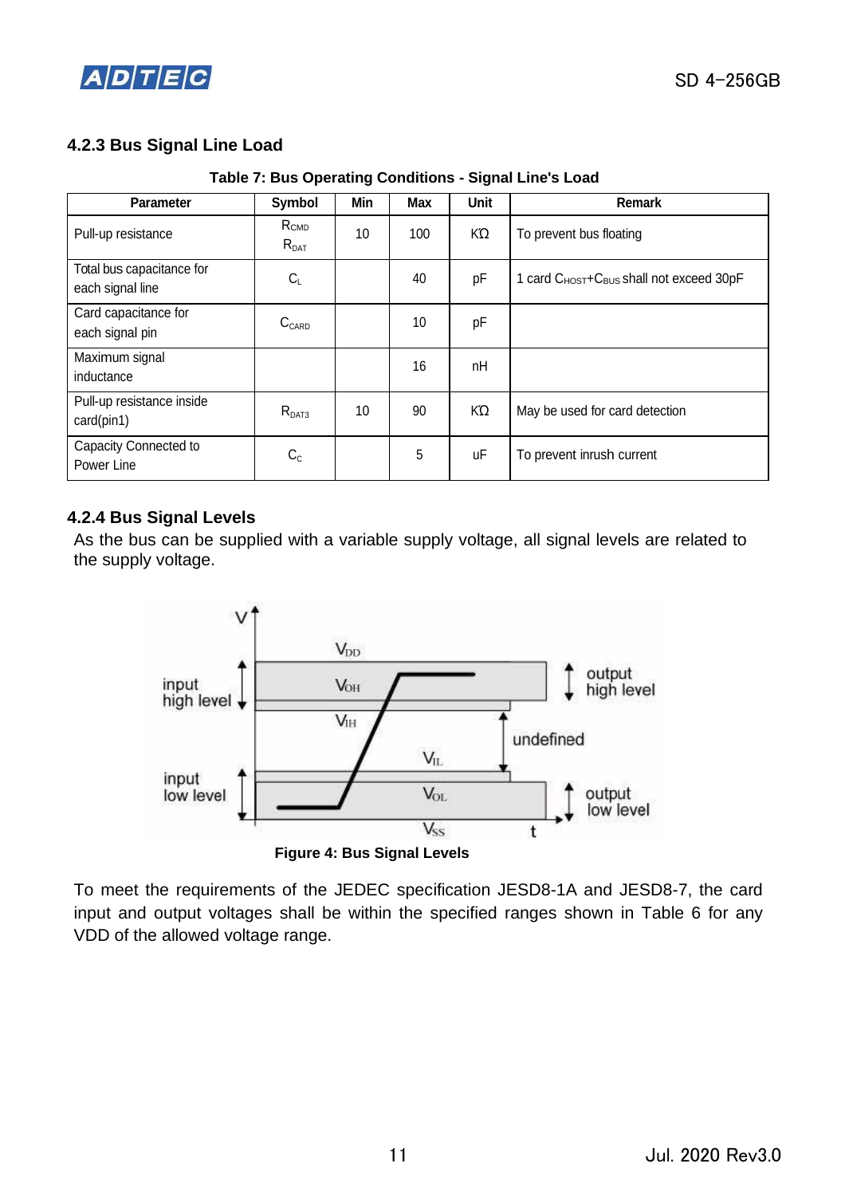### 4.2.3 Bus Signal Line Load

**Table 7: Bus Operating Conditions - Signal Line's Load**

| Parameter | Symbol | Min | Max | Unit | Remark |
|---|---|---|---|---|---|
| Pull-up resistance | $R_{CMD}$ $R_{DAT}$ | 10 | 100 | KΩ | To prevent bus floating |
| Total bus capacitance for each signal line | $C_L$ | | 40 | pF | 1 card $C_{HOST}$+$C_{BUS}$ shall not exceed 30pF |
| Card capacitance for each signal pin | $C_{CARD}$ | | 10 | pF | |
| Maximum signal inductance | | | 16 | nH | |
| Pull-up resistance inside card(pin1) | $R_{DAT3}$ | 10 | 90 | KΩ | May be used for card detection |
| Capacity Connected to Power Line | $C_C$ | | 5 | uF | To prevent inrush current |

### 4.2.4 Bus Signal Levels

As the bus can be supplied with a variable supply voltage, all signal levels are related to the supply voltage.

**Figure 4: Bus Signal Levels**

To meet the requirements of the JEDEC specification JESD8-1A and JESD8-7, the card input and output voltages shall be within the specified ranges shown in Table 6 for any VDD of the allowed voltage range.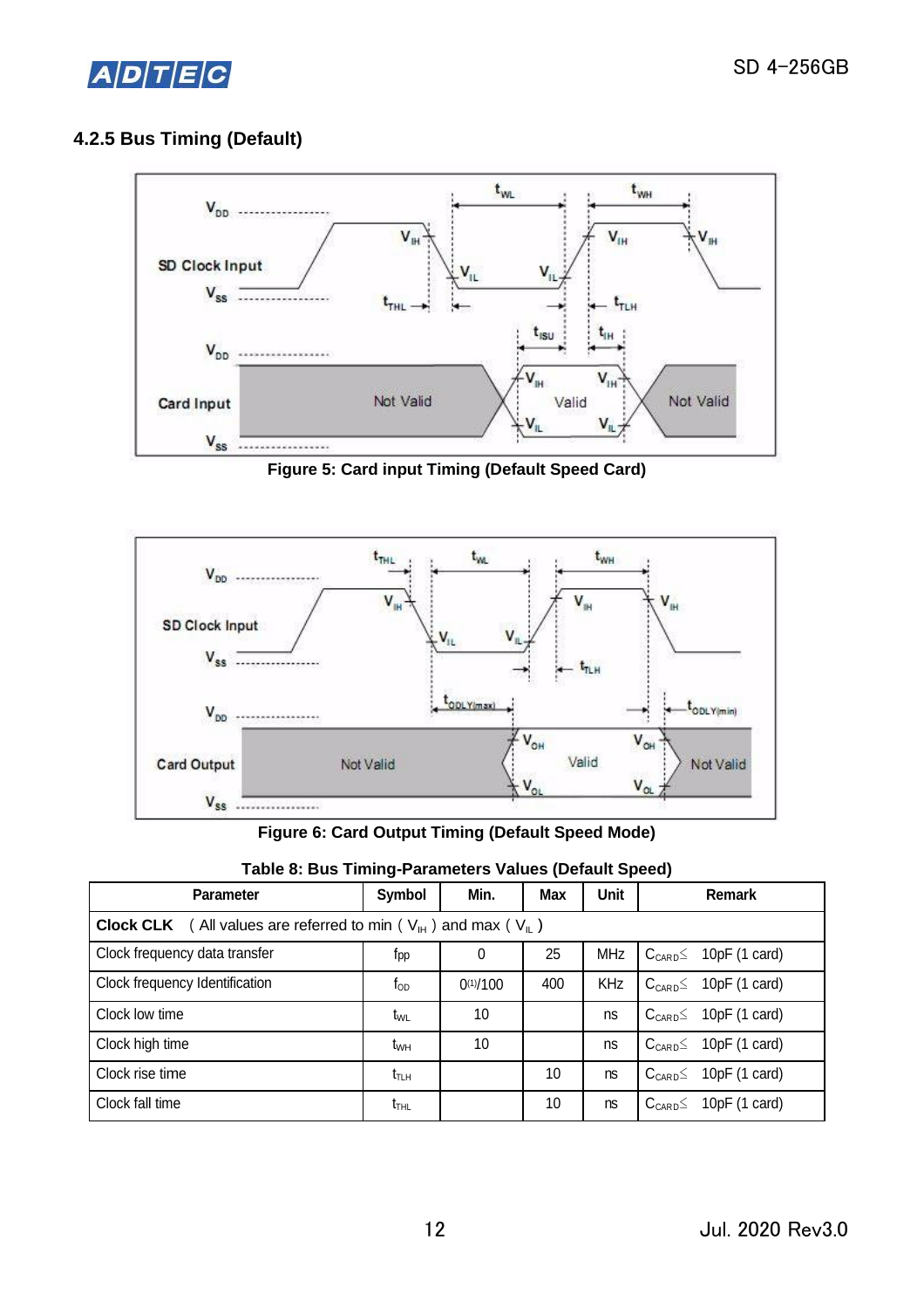### 4.2.5 Bus Timing (Default)

Figure 5: Card input Timing (Default Speed Card)

Figure 6: Card Output Timing (Default Speed Mode)

Table 8: Bus Timing-Parameters Values (Default Speed)

| Parameter | Symbol | Min. | Max | Unit | Remark |
|---|---|---|---|---|---|
| **Clock CLK** ( All values are referred to min ( $V_{IH}$ ) and max ( $V_{IL}$ ) | | | | | |
| Clock frequency data transfer | $f_{PP}$ | 0 | 25 | MHz | $C_{CARD} \leq$ 10pF (1 card) |
| Clock frequency Identification | $f_{OD}$ | 0(1)/100 | 400 | KHz | $C_{CARD} \leq$ 10pF (1 card) |
| Clock low time | $t_{WL}$ | 10 | | ns | $C_{CARD} \leq$ 10pF (1 card) |
| Clock high time | $t_{WH}$ | 10 | | ns | $C_{CARD} \leq$ 10pF (1 card) |
| Clock rise time | $t_{TLH}$ | | 10 | ns | $C_{CARD} \leq$ 10pF (1 card) |
| Clock fall time | $t_{THL}$ | | 10 | ns | $C_{CARD} \leq$ 10pF (1 card) |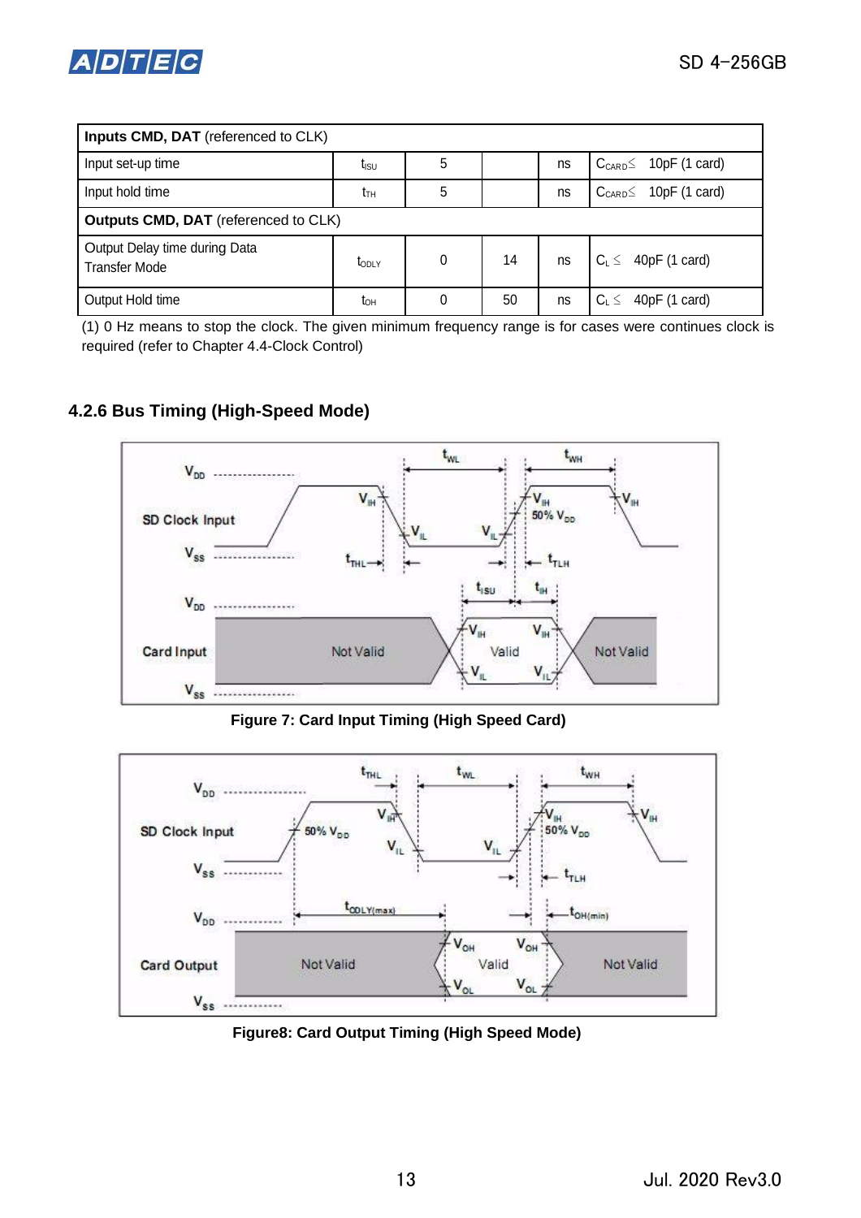| Inputs CMD, DAT (referenced to CLK) | | | | | |
|---|---|---|---|---|---|
| Input set-up time | $t_{ISU}$ | 5 | | ns | $C_{CARD}$≦ 10pF (1 card) |
| Input hold time | $t_{TH}$ | 5 | | ns | $C_{CARD}$≦ 10pF (1 card) |
| **Outputs CMD, DAT** (referenced to CLK) | | | | | |
| Output Delay time during Data Transfer Mode | $t_{ODLY}$ | 0 | 14 | ns | $C_L$ ≦ 40pF (1 card) |
| Output Hold time | $t_{OH}$ | 0 | 50 | ns | $C_L$ ≦ 40pF (1 card) |

(1) 0 Hz means to stop the clock. The given minimum frequency range is for cases were continues clock is required (refer to Chapter 4.4-Clock Control)

### 4.2.6 Bus Timing (High-Speed Mode)

**Figure 7: Card Input Timing (High Speed Card)**

**Figure8: Card Output Timing (High Speed Mode)**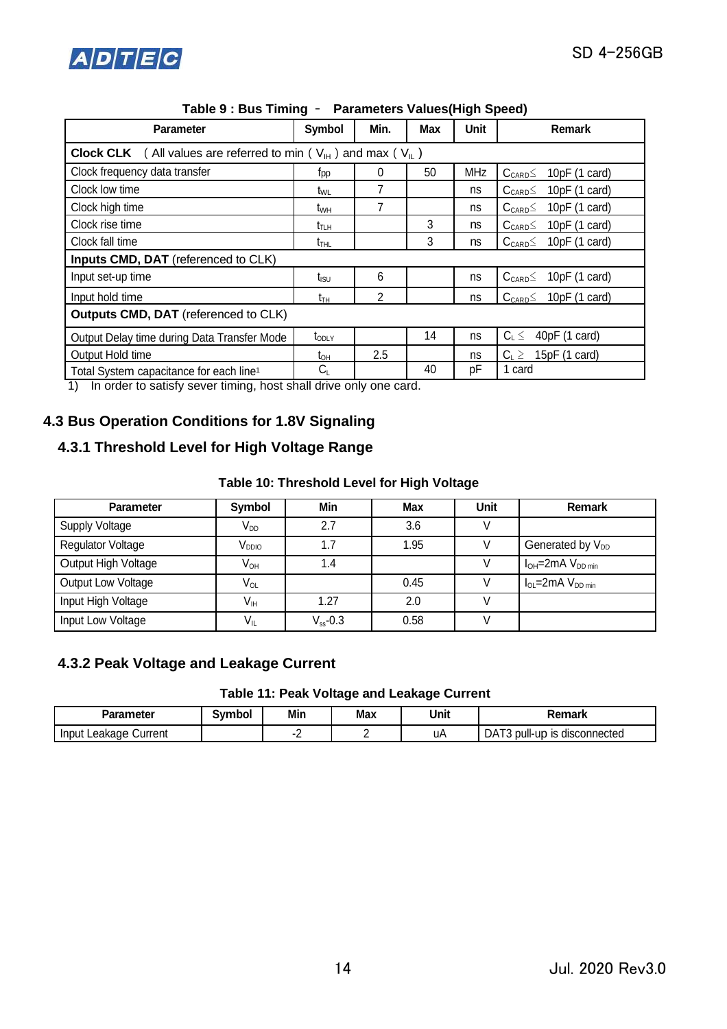**Table 9 : Bus Timing – Parameters Values(High Speed)**

| Parameter | Symbol | Min. | Max | Unit | Remark |
|---|---|---|---|---|---|
| **Clock CLK** ( All values are referred to min ( $V_{IH}$ ) and max ( $V_{IL}$ ) | | | | | |
| Clock frequency data transfer | $f_{PP}$ | 0 | 50 | MHz | $C_{CARD} \leq$ 10pF (1 card) |
| Clock low time | $t_{WL}$ | 7 | | ns | $C_{CARD} \leq$ 10pF (1 card) |
| Clock high time | $t_{WH}$ | 7 | | ns | $C_{CARD} \leq$ 10pF (1 card) |
| Clock rise time | $t_{TLH}$ | | 3 | ns | $C_{CARD} \leq$ 10pF (1 card) |
| Clock fall time | $t_{THL}$ | | 3 | ns | $C_{CARD} \leq$ 10pF (1 card) |
| **Inputs CMD, DAT** (referenced to CLK) | | | | | |
| Input set-up time | $t_{ISU}$ | 6 | | ns | $C_{CARD} \leq$ 10pF (1 card) |
| Input hold time | $t_{IH}$ | 2 | | ns | $C_{CARD} \leq$ 10pF (1 card) |
| **Outputs CMD, DAT** (referenced to CLK) | | | | | |
| Output Delay time during Data Transfer Mode | $t_{ODLY}$ | | 14 | ns | $C_L \leq$ 40pF (1 card) |
| Output Hold time | $t_{OH}$ | 2.5 | | ns | $C_L \geq$ 15pF (1 card) |
| Total System capacitance for each line[1] | $C_L$ | | 40 | pF | 1 card |

1) In order to satisfy sever timing, host shall drive only one card.

## 4.3 Bus Operation Conditions for 1.8V Signaling

### 4.3.1 Threshold Level for High Voltage Range

**Table 10: Threshold Level for High Voltage**

| Parameter | Symbol | Min | Max | Unit | Remark |
|---|---|---|---|---|---|
| Supply Voltage | $V_{DD}$ | 2.7 | 3.6 | V | |
| Regulator Voltage | $V_{DDIO}$ | 1.7 | 1.95 | V | Generated by $V_{DD}$ |
| Output High Voltage | $V_{OH}$ | 1.4 | | V | $I_{OH}$=2mA $V_{DD\ min}$ |
| Output Low Voltage | $V_{OL}$ | | 0.45 | V | $I_{OL}$=2mA $V_{DD\ min}$ |
| Input High Voltage | $V_{IH}$ | 1.27 | 2.0 | V | |
| Input Low Voltage | $V_{IL}$ | $V_{ss}$-0.3 | 0.58 | V | |

### 4.3.2 Peak Voltage and Leakage Current

**Table 11: Peak Voltage and Leakage Current**

| Parameter | Symbol | Min | Max | Unit | Remark |
|---|---|---|---|---|---|
| Input Leakage Current | | -2 | 2 | uA | DAT3 pull-up is disconnected |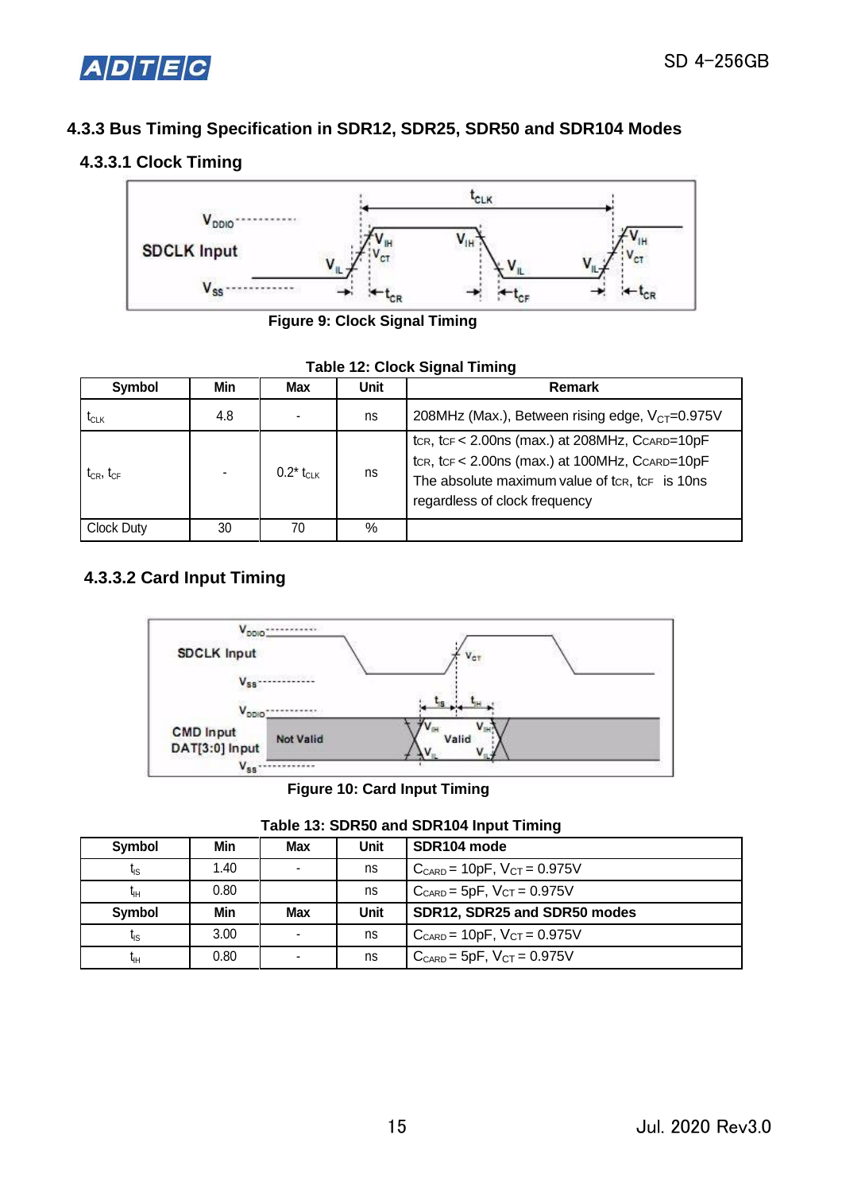### 4.3.3 Bus Timing Specification in SDR12, SDR25, SDR50 and SDR104 Modes

#### 4.3.3.1 Clock Timing

Figure 9: Clock Signal Timing

Table 12: Clock Signal Timing

| Symbol | Min | Max | Unit | Remark |
|---|---|---|---|---|
| $t_{CLK}$ | 4.8 | - | ns | 208MHz (Max.), Between rising edge, $V_{CT}$=0.975V |
| $t_{CR}$, $t_{CF}$ | - | 0.2* $t_{CLK}$ | ns | $t_{CR}$, $t_{CF}$ < 2.00ns (max.) at 208MHz, $C_{CARD}$=10pF<br>$t_{CR}$, $t_{CF}$ < 2.00ns (max.) at 100MHz, $C_{CARD}$=10pF<br>The absolute maximum value of $t_{CR}$, $t_{CF}$ is 10ns regardless of clock frequency |
| Clock Duty | 30 | 70 | % | |

#### 4.3.3.2 Card Input Timing

Figure 10: Card Input Timing

Table 13: SDR50 and SDR104 Input Timing

| Symbol | Min | Max | Unit | SDR104 mode |
|---|---|---|---|---|
| $t_{IS}$ | 1.40 | - | ns | $C_{CARD}$ = 10pF, $V_{CT}$ = 0.975V |
| $t_{IH}$ | 0.80 | | ns | $C_{CARD}$ = 5pF, $V_{CT}$ = 0.975V |
| **Symbol** | **Min** | **Max** | **Unit** | **SDR12, SDR25 and SDR50 modes** |
| $t_{IS}$ | 3.00 | - | ns | $C_{CARD}$ = 10pF, $V_{CT}$ = 0.975V |
| $t_{IH}$ | 0.80 | - | ns | $C_{CARD}$ = 5pF, $V_{CT}$ = 0.975V |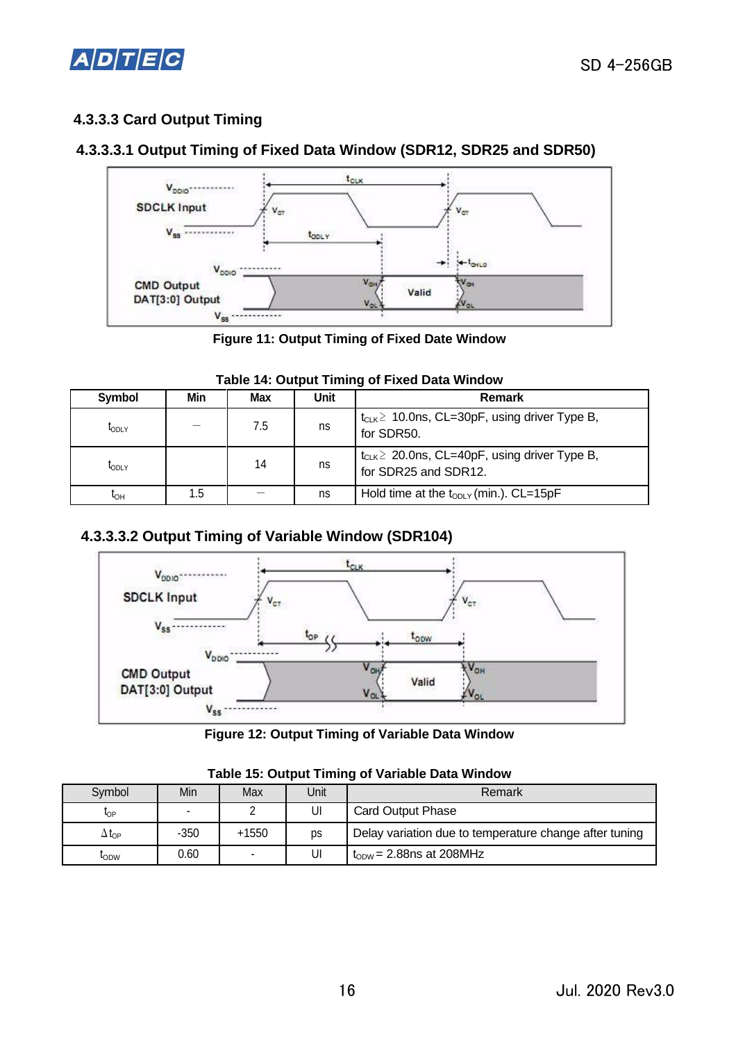### 4.3.3.3 Card Output Timing

#### 4.3.3.3.1 Output Timing of Fixed Data Window (SDR12, SDR25 and SDR50)

Figure 11: Output Timing of Fixed Date Window

Table 14: Output Timing of Fixed Data Window

| Symbol | Min | Max | Unit | Remark |
|---|---|---|---|---|
| $t_{ODLY}$ | – | 7.5 | ns | $t_{CLK} \geq$ 10.0ns, CL=30pF, using driver Type B, for SDR50. |
| $t_{ODLY}$ | | 14 | ns | $t_{CLK} \geq$ 20.0ns, CL=40pF, using driver Type B, for SDR25 and SDR12. |
| $t_{OH}$ | 1.5 | – | ns | Hold time at the $t_{ODLY}$ (min.). CL=15pF |

#### 4.3.3.3.2 Output Timing of Variable Window (SDR104)

Figure 12: Output Timing of Variable Data Window

Table 15: Output Timing of Variable Data Window

| Symbol | Min | Max | Unit | Remark |
|---|---|---|---|---|
| $t_{OP}$ | - | 2 | UI | Card Output Phase |
| $\Delta t_{OP}$ | -350 | +1550 | ps | Delay variation due to temperature change after tuning |
| $t_{ODW}$ | 0.60 | - | UI | $t_{ODW}$ = 2.88ns at 208MHz |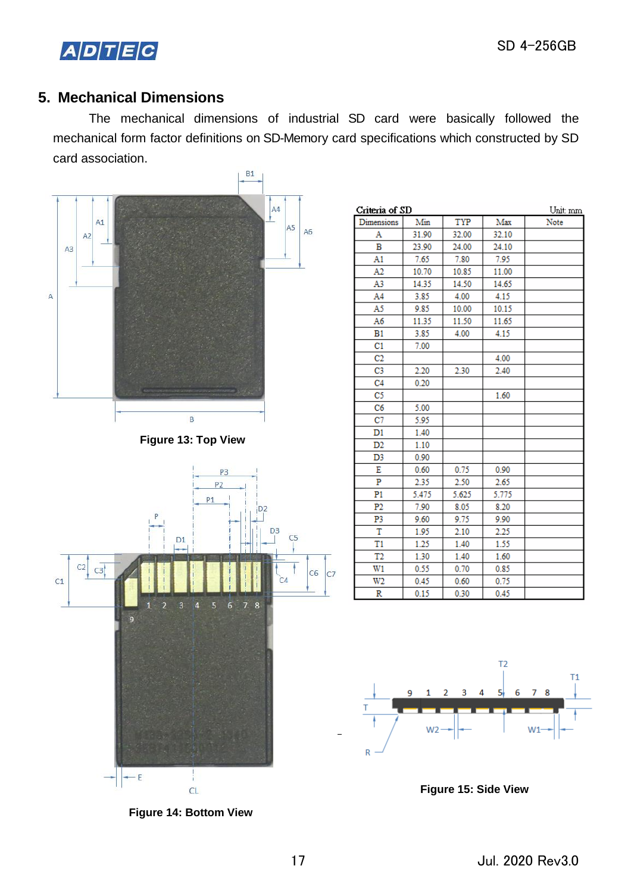## 5. Mechanical Dimensions

The mechanical dimensions of industrial SD card were basically followed the mechanical form factor definitions on SD-Memory card specifications which constructed by SD card association.

Figure 13: Top View

Figure 14: Bottom View

**Criteria of SD** — Unit: mm

| Dimensions | Min | TYP | Max | Note |
|---|---|---|---|---|
| A | 31.90 | 32.00 | 32.10 | |
| B | 23.90 | 24.00 | 24.10 | |
| A1 | 7.65 | 7.80 | 7.95 | |
| A2 | 10.70 | 10.85 | 11.00 | |
| A3 | 14.35 | 14.50 | 14.65 | |
| A4 | 3.85 | 4.00 | 4.15 | |
| A5 | 9.85 | 10.00 | 10.15 | |
| A6 | 11.35 | 11.50 | 11.65 | |
| B1 | 3.85 | 4.00 | 4.15 | |
| C1 | 7.00 | | | |
| C2 | | | 4.00 | |
| C3 | 2.20 | 2.30 | 2.40 | |
| C4 | 0.20 | | | |
| C5 | | | 1.60 | |
| C6 | 5.00 | | | |
| C7 | 5.95 | | | |
| D1 | 1.40 | | | |
| D2 | 1.10 | | | |
| D3 | 0.90 | | | |
| E | 0.60 | 0.75 | 0.90 | |
| P | 2.35 | 2.50 | 2.65 | |
| P1 | 5.475 | 5.625 | 5.775 | |
| P2 | 7.90 | 8.05 | 8.20 | |
| P3 | 9.60 | 9.75 | 9.90 | |
| T | 1.95 | 2.10 | 2.25 | |
| T1 | 1.25 | 1.40 | 1.55 | |
| T2 | 1.30 | 1.40 | 1.60 | |
| W1 | 0.55 | 0.70 | 0.85 | |
| W2 | 0.45 | 0.60 | 0.75 | |
| R | 0.15 | 0.30 | 0.45 | |

Figure 15: Side View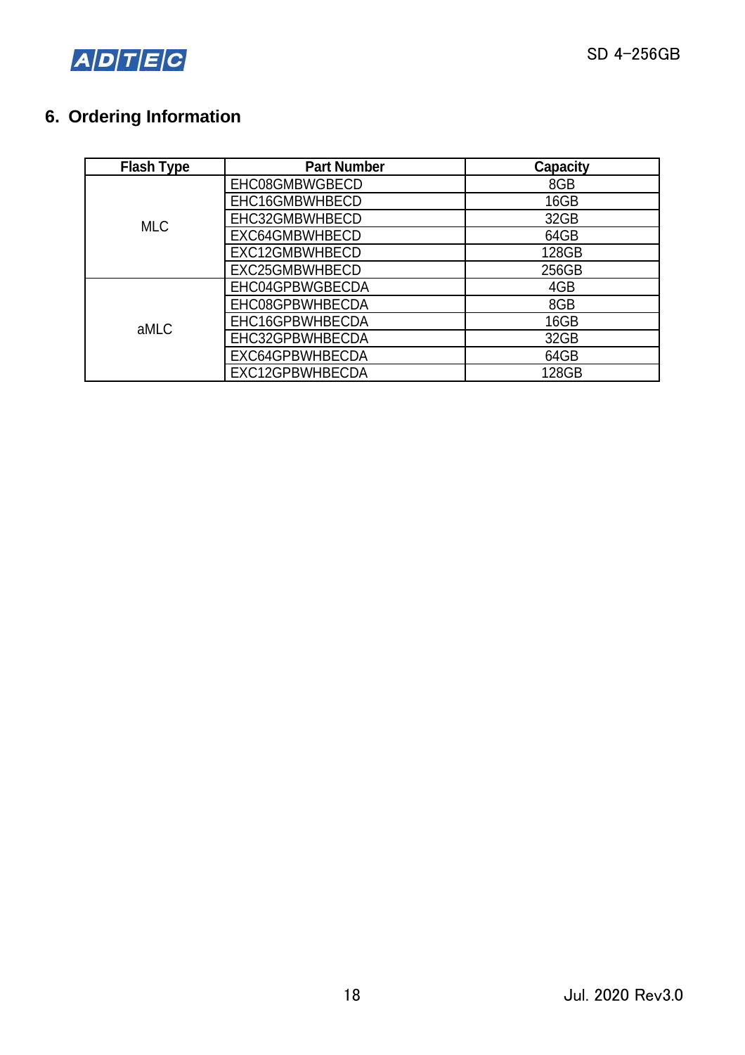## 6. Ordering Information

| Flash Type | Part Number | Capacity |
|---|---|---|
| MLC | EHC08GMBWGBECD | 8GB |
| | EHC16GMBWHBECD | 16GB |
| | EHC32GMBWHBECD | 32GB |
| | EXC64GMBWHBECD | 64GB |
| | EXC12GMBWHBECD | 128GB |
| | EXC25GMBWHBECD | 256GB |
| aMLC | EHC04GPBWGBECDA | 4GB |
| | EHC08GPBWHBECDA | 8GB |
| | EHC16GPBWHBECDA | 16GB |
| | EHC32GPBWHBECDA | 32GB |
| | EXC64GPBWHBECDA | 64GB |
| | EXC12GPBWHBECDA | 128GB |